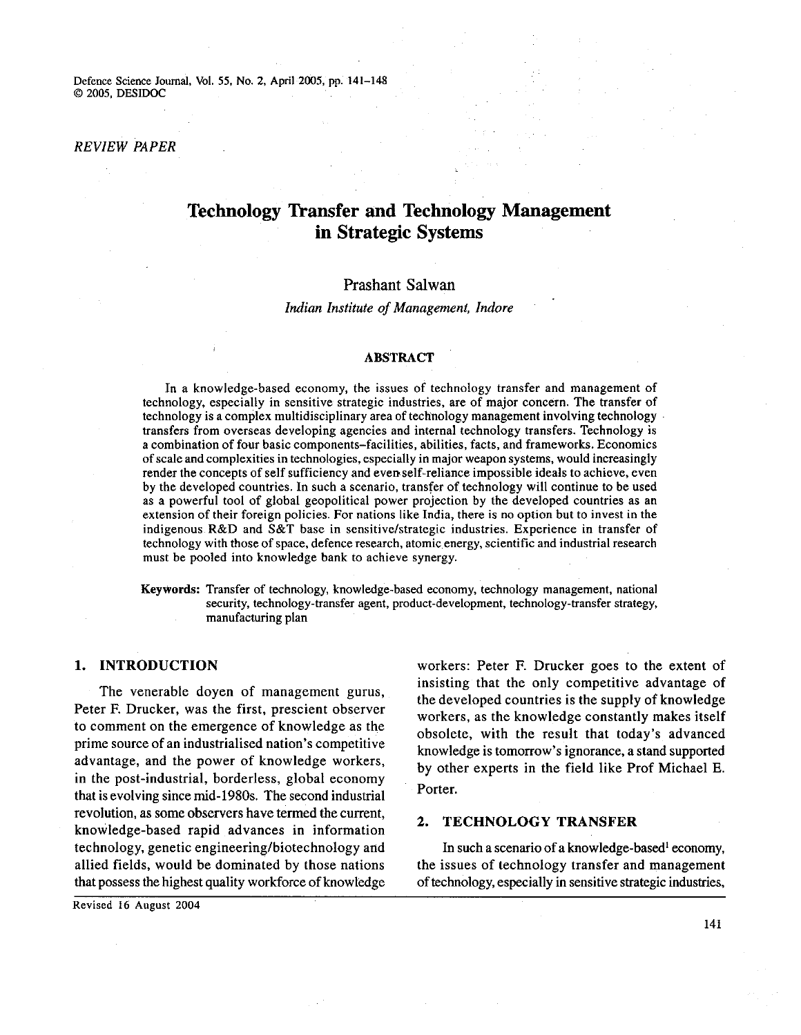*REVIEW PAPER*

# Technology Transfer and Technology Management in Strategic Systems

Prashant Salwan

*Indian Institute of Management, Indore*

## ABSTRACT

In a knowledge-based economy, the issues of technology transfer and management of technology, especially in sensitive strategic industries, are of major concern. The transfer of technology is a complex multidisciplinary area of technology management involving technology transfers from overseas developing agencies and internal technology transfers. Technology is a combination of four basic components–facilities, abilities, facts, and frameworks. Economics of scale and complexities in technologies, especially in major weapon systems, would increasingly render the concepts of self sufficiency and even self-reliance impossible ideals to achieve, even by the developed countries. In such a scenario, transfer of technology will continue to be used as a powerful tool of global geopolitical power projection by the developed countries as an extension of their foreign policies. For nations like India, there is no option but to invest in the indigenous R&D and S&T base in sensitive/strategic industries. Experience in transfer of technology with those of space, defence research, atomic energy, scientific and industrial research must be pooled into knowledge bank to achieve synergy.

**Keywords:** Transfer of technology, knowledge-based economy, technology management, national security, technology-transfer agent, product-development, technology-transfer strategy, manufacturing plan

## 1. INTRODUCTION

The venerable doyen of management gurus, Peter F. Drucker, was the first, prescient observer to comment on the emergence of knowledge as the prime source of an industrialised nation's competitive advantage, and the power of knowledge workers, in the post-industrial, borderless, global economy that is evolving since mid-1980s. The second industrial revolution, as some observers have termed the current, knowledge-based rapid advances in information technology, genetic engineering/biotechnology and allied fields, would be dominated by those nations that possess the highest quality workforce of knowledge workers: Peter F. Drucker goes to the extent of insisting that the only competitive advantage of the developed countries is the supply of knowledge workers, as the knowledge constantly makes itself obsolete, with the result that today's advanced knowledge is tomorrow's ignorance, a stand supported by other experts in the field like Prof Michael E. Porter.

## 2. TECHNOLOGY TRANSFER

In such a scenario of a knowledge-based[1] economy, the issues of technology transfer and management of technology, especially in sensitive strategic industries,

Revised 16 August 2004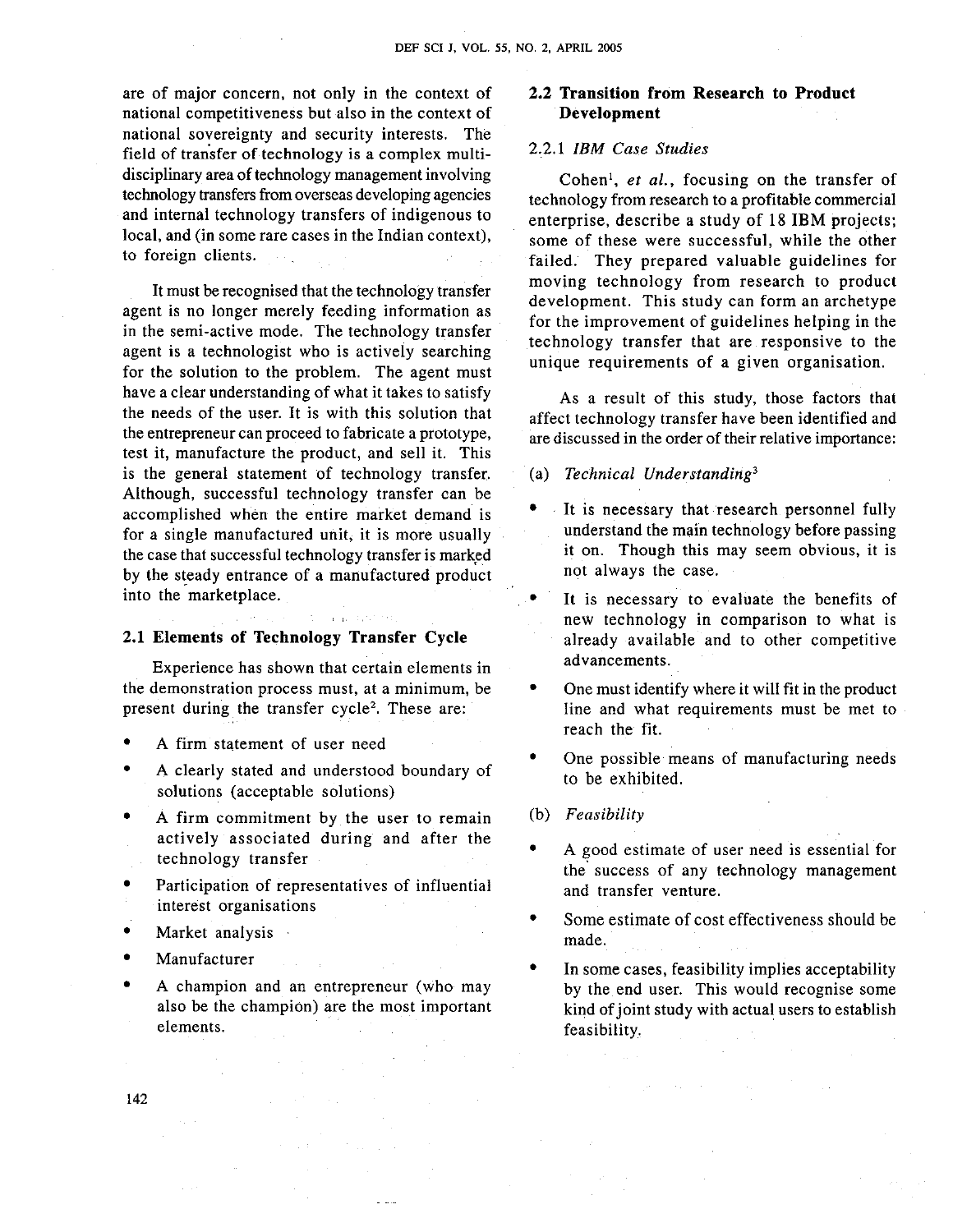are of major concern, not only in the context of national competitiveness but also in the context of national sovereignty and security interests. The field of transfer of technology is a complex multi-disciplinary area of technology management involving technology transfers from overseas developing agencies and internal technology transfers of indigenous to local, and (in some rare cases in the Indian context), to foreign clients.

It must be recognised that the technology transfer agent is no longer merely feeding information as in the semi-active mode. The technology transfer agent is a technologist who is actively searching for the solution to the problem. The agent must have a clear understanding of what it takes to satisfy the needs of the user. It is with this solution that the entrepreneur can proceed to fabricate a prototype, test it, manufacture the product, and sell it. This is the general statement of technology transfer. Although, successful technology transfer can be accomplished when the entire market demand is for a single manufactured unit, it is more usually the case that successful technology transfer is marked by the steady entrance of a manufactured product into the marketplace.

## 2.1 Elements of Technology Transfer Cycle

Experience has shown that certain elements in the demonstration process must, at a minimum, be present during the transfer cycle[2]. These are:

- A firm statement of user need
- A clearly stated and understood boundary of solutions (acceptable solutions)
- A firm commitment by the user to remain actively associated during and after the technology transfer
- Participation of representatives of influential interest organisations
- Market analysis
- Manufacturer
- A champion and an entrepreneur (who may also be the champion) are the most important elements.

## 2.2 Transition from Research to Product Development

### 2.2.1 *IBM Case Studies*

Cohen[1], *et al.*, focusing on the transfer of technology from research to a profitable commercial enterprise, describe a study of 18 IBM projects; some of these were successful, while the other failed. They prepared valuable guidelines for moving technology from research to product development. This study can form an archetype for the improvement of guidelines helping in the technology transfer that are responsive to the unique requirements of a given organisation.

As a result of this study, those factors that affect technology transfer have been identified and are discussed in the order of their relative importance:

(a) *Technical Understanding*[3]

- It is necessary that research personnel fully understand the main technology before passing it on. Though this may seem obvious, it is not always the case.
- It is necessary to evaluate the benefits of new technology in comparison to what is already available and to other competitive advancements.
- One must identify where it will fit in the product line and what requirements must be met to reach the fit.
- One possible means of manufacturing needs to be exhibited.

(b) *Feasibility*

- A good estimate of user need is essential for the success of any technology management and transfer venture.
- Some estimate of cost effectiveness should be made.
- In some cases, feasibility implies acceptability by the end user. This would recognise some kind of joint study with actual users to establish feasibility.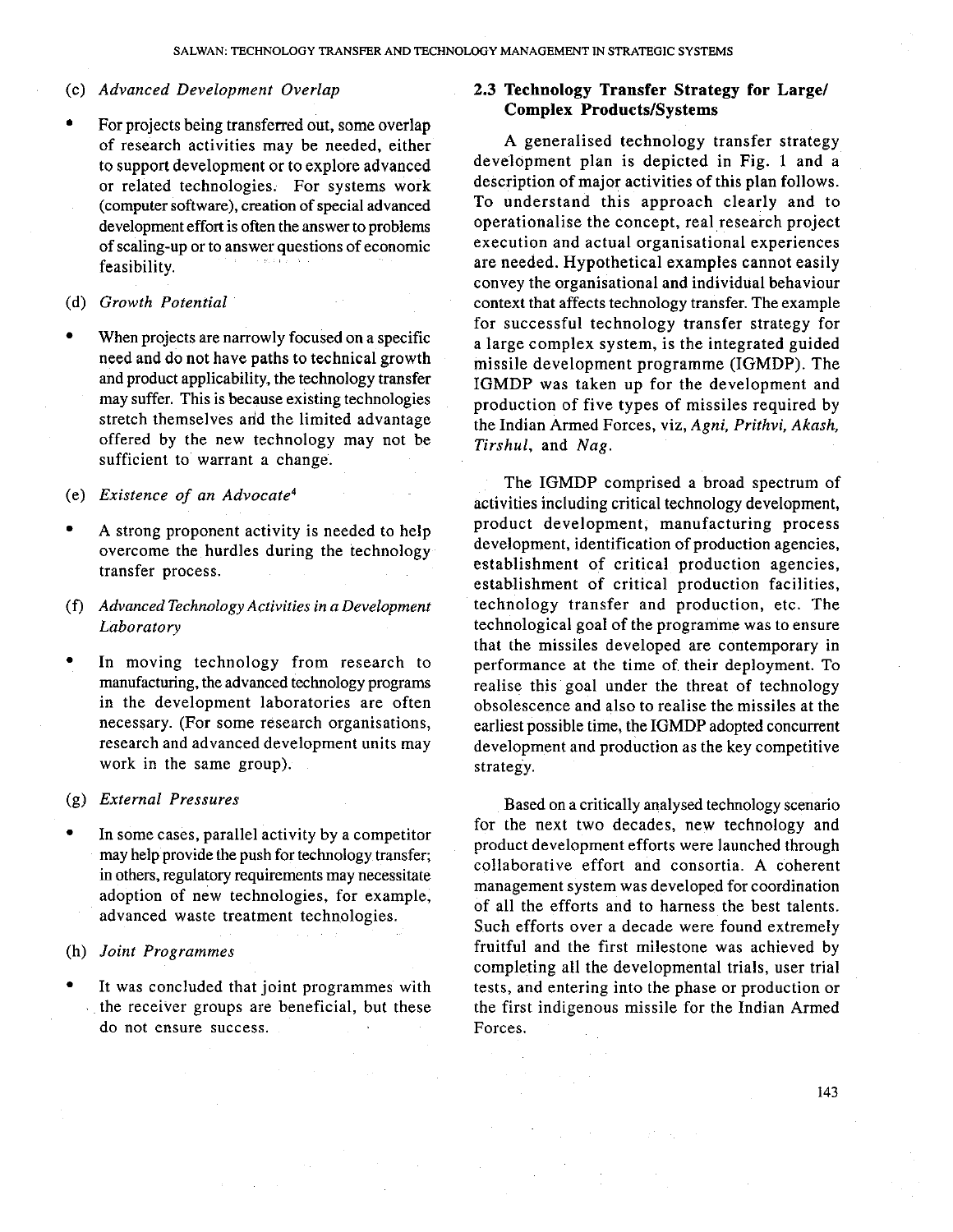(c) *Advanced Development Overlap*

- For projects being transferred out, some overlap of research activities may be needed, either to support development or to explore advanced or related technologies. For systems work (computer software), creation of special advanced development effort is often the answer to problems of scaling-up or to answer questions of economic feasibility.

(d) *Growth Potential*

- When projects are narrowly focused on a specific need and do not have paths to technical growth and product applicability, the technology transfer may suffer. This is because existing technologies stretch themselves and the limited advantage offered by the new technology may not be sufficient to warrant a change.

(e) *Existence of an Advocate*[4]

- A strong proponent activity is needed to help overcome the hurdles during the technology transfer process.

(f) *Advanced Technology Activities in a Development Laboratory*

- In moving technology from research to manufacturing, the advanced technology programs in the development laboratories are often necessary. (For some research organisations, research and advanced development units may work in the same group).

(g) *External Pressures*

- In some cases, parallel activity by a competitor may help provide the push for technology transfer; in others, regulatory requirements may necessitate adoption of new technologies, for example, advanced waste treatment technologies.

(h) *Joint Programmes*

- It was concluded that joint programmes with the receiver groups are beneficial, but these do not ensure success.

### 2.3 Technology Transfer Strategy for Large/Complex Products/Systems

A generalised technology transfer strategy development plan is depicted in Fig. 1 and a description of major activities of this plan follows. To understand this approach clearly and to operationalise the concept, real research project execution and actual organisational experiences are needed. Hypothetical examples cannot easily convey the organisational and individual behaviour context that affects technology transfer. The example for successful technology transfer strategy for a large complex system, is the integrated guided missile development programme (IGMDP). The IGMDP was taken up for the development and production of five types of missiles required by the Indian Armed Forces, viz, *Agni, Prithvi, Akash, Tirshul*, and *Nag*.

The IGMDP comprised a broad spectrum of activities including critical technology development, product development, manufacturing process development, identification of production agencies, establishment of critical production agencies, establishment of critical production facilities, technology transfer and production, etc. The technological goal of the programme was to ensure that the missiles developed are contemporary in performance at the time of their deployment. To realise this goal under the threat of technology obsolescence and also to realise the missiles at the earliest possible time, the IGMDP adopted concurrent development and production as the key competitive strategy.

Based on a critically analysed technology scenario for the next two decades, new technology and product development efforts were launched through collaborative effort and consortia. A coherent management system was developed for coordination of all the efforts and to harness the best talents. Such efforts over a decade were found extremely fruitful and the first milestone was achieved by completing all the developmental trials, user trial tests, and entering into the phase or production or the first indigenous missile for the Indian Armed Forces.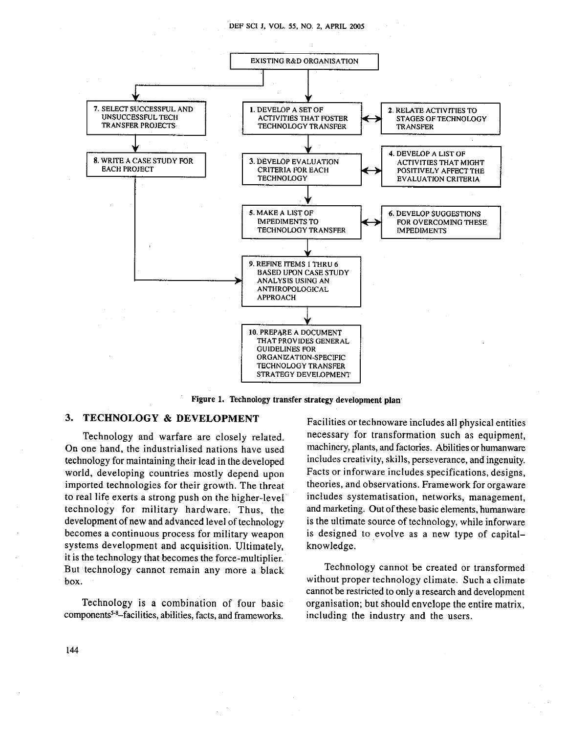EXISTING R&D ORGANISATION

1. DEVELOP A SET OF ACTIVITIES THAT FOSTER TECHNOLOGY TRANSFER
2. RELATE ACTIVITIES TO STAGES OF TECHNOLOGY TRANSFER
3. DEVELOP EVALUATION CRITERIA FOR EACH TECHNOLOGY
4. DEVELOP A LIST OF ACTIVITIES THAT MIGHT POSITIVELY AFFECT THE EVALUATION CRITERIA
5. MAKE A LIST OF IMPEDIMENTS TO TECHNOLOGY TRANSFER
6. DEVELOP SUGGESTIONS FOR OVERCOMING THESE IMPEDIMENTS
7. SELECT SUCCESSFUL AND UNSUCCESSFUL TECH TRANSFER PROJECTS
8. WRITE A CASE STUDY FOR EACH PROJECT
9. REFINE ITEMS 1 THRU 6 BASED UPON CASE STUDY ANALYSIS USING AN ANTHROPOLOGICAL APPROACH
10. PREPARE A DOCUMENT THAT PROVIDES GENERAL GUIDELINES FOR ORGANIZATION-SPECIFIC TECHNOLOGY TRANSFER STRATEGY DEVELOPMENT

**Figure 1. Technology transfer strategy development plan**

## 3. TECHNOLOGY & DEVELOPMENT

Technology and warfare are closely related. On one hand, the industrialised nations have used technology for maintaining their lead in the developed world, developing countries mostly depend upon imported technologies for their growth. The threat to real life exerts a strong push on the higher-level technology for military hardware. Thus, the development of new and advanced level of technology becomes a continuous process for military weapon systems development and acquisition. Ultimately, it is the technology that becomes the force-multiplier. But technology cannot remain any more a black box.

Technology is a combination of four basic components[5-8]–facilities, abilities, facts, and frameworks. Facilities or technoware includes all physical entities necessary for transformation such as equipment, machinery, plants, and factories. Abilities or humanware includes creativity, skills, perseverance, and ingenuity. Facts or inforware includes specifications, designs, theories, and observations. Framework for orgaware includes systematisation, networks, management, and marketing. Out of these basic elements, humanware is the ultimate source of technology, while inforware is designed to evolve as a new type of capital–knowledge.

Technology cannot be created or transformed without proper technology climate. Such a climate cannot be restricted to only a research and development organisation; but should envelope the entire matrix, including the industry and the users.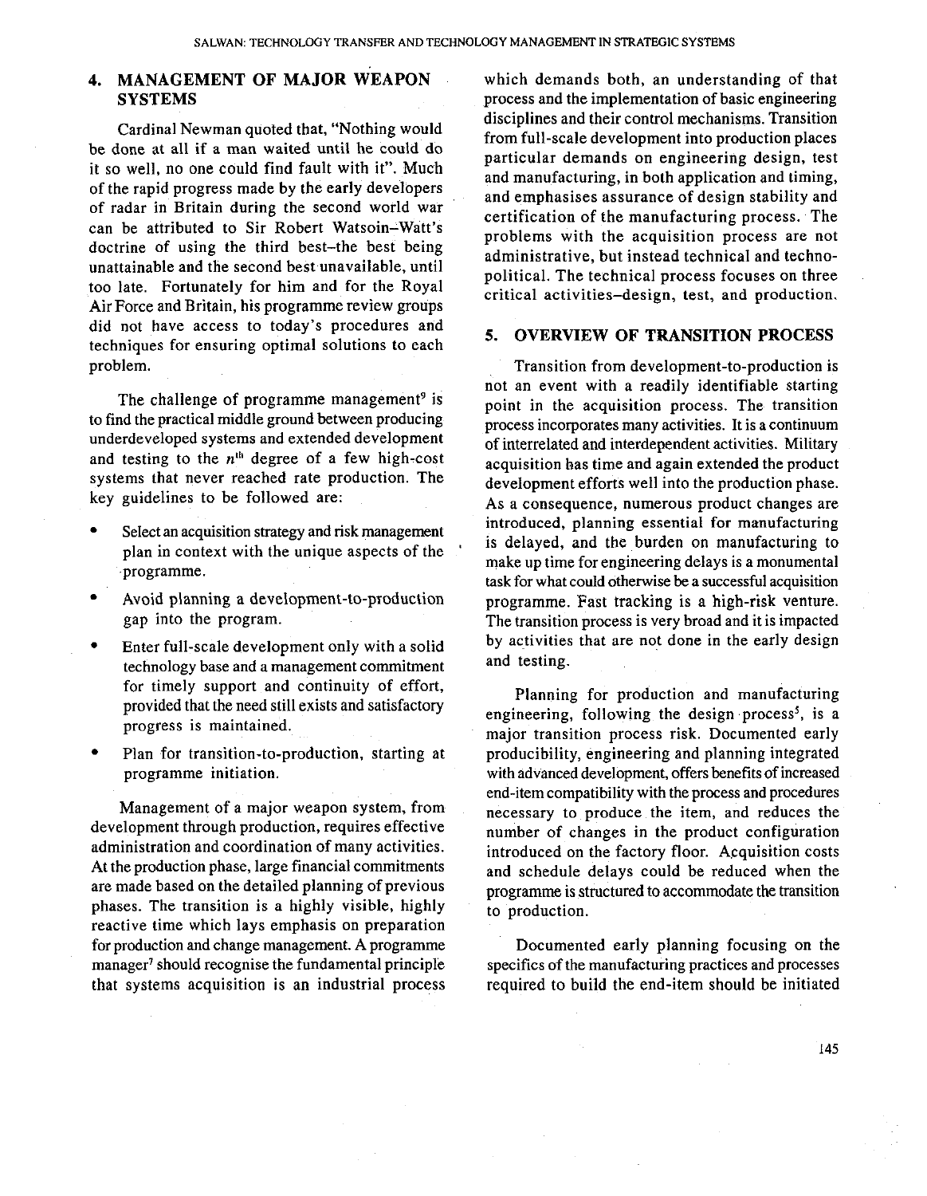## 4. MANAGEMENT OF MAJOR WEAPON SYSTEMS

Cardinal Newman quoted that, "Nothing would be done at all if a man waited until he could do it so well, no one could find fault with it". Much of the rapid progress made by the early developers of radar in Britain during the second world war can be attributed to Sir Robert Watsoin–Watt's doctrine of using the third best–the best being unattainable and the second best unavailable, until too late. Fortunately for him and for the Royal Air Force and Britain, his programme review groups did not have access to today's procedures and techniques for ensuring optimal solutions to each problem.

The challenge of programme management[9] is to find the practical middle ground between producing underdeveloped systems and extended development and testing to the $n^{th}$ degree of a few high-cost systems that never reached rate production. The key guidelines to be followed are:

- Select an acquisition strategy and risk management plan in context with the unique aspects of the programme.
- Avoid planning a development-to-production gap into the program.
- Enter full-scale development only with a solid technology base and a management commitment for timely support and continuity of effort, provided that the need still exists and satisfactory progress is maintained.
- Plan for transition-to-production, starting at programme initiation.

Management of a major weapon system, from development through production, requires effective administration and coordination of many activities. At the production phase, large financial commitments are made based on the detailed planning of previous phases. The transition is a highly visible, highly reactive time which lays emphasis on preparation for production and change management. A programme manager[7] should recognise the fundamental principle that systems acquisition is an industrial process which demands both, an understanding of that process and the implementation of basic engineering disciplines and their control mechanisms. Transition from full-scale development into production places particular demands on engineering design, test and manufacturing, in both application and timing, and emphasises assurance of design stability and certification of the manufacturing process. The problems with the acquisition process are not administrative, but instead technical and techno-political. The technical process focuses on three critical activities–design, test, and production.

## 5. OVERVIEW OF TRANSITION PROCESS

Transition from development-to-production is not an event with a readily identifiable starting point in the acquisition process. The transition process incorporates many activities. It is a continuum of interrelated and interdependent activities. Military acquisition has time and again extended the product development efforts well into the production phase. As a consequence, numerous product changes are introduced, planning essential for manufacturing is delayed, and the burden on manufacturing to make up time for engineering delays is a monumental task for what could otherwise be a successful acquisition programme. Fast tracking is a high-risk venture. The transition process is very broad and it is impacted by activities that are not done in the early design and testing.

Planning for production and manufacturing engineering, following the design process[5], is a major transition process risk. Documented early producibility, engineering and planning integrated with advanced development, offers benefits of increased end-item compatibility with the process and procedures necessary to produce the item, and reduces the number of changes in the product configuration introduced on the factory floor. Acquisition costs and schedule delays could be reduced when the programme is structured to accommodate the transition to production.

Documented early planning focusing on the specifics of the manufacturing practices and processes required to build the end-item should be initiated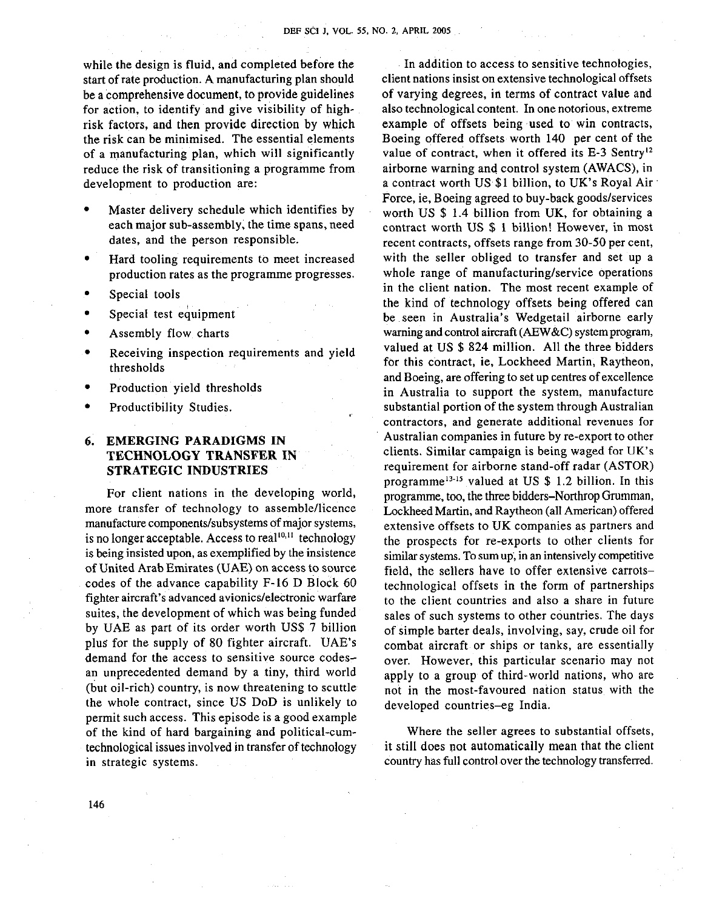while the design is fluid, and completed before the start of rate production. A manufacturing plan should be a comprehensive document, to provide guidelines for action, to identify and give visibility of high-risk factors, and then provide direction by which the risk can be minimised. The essential elements of a manufacturing plan, which will significantly reduce the risk of transitioning a programme from development to production are:

- Master delivery schedule which identifies by each major sub-assembly, the time spans, need dates, and the person responsible.
- Hard tooling requirements to meet increased production rates as the programme progresses.
- Special tools
- Special test equipment
- Assembly flow charts
- Receiving inspection requirements and yield thresholds
- Production yield thresholds
- Productibility Studies.

## 6. EMERGING PARADIGMS IN TECHNOLOGY TRANSFER IN STRATEGIC INDUSTRIES

For client nations in the developing world, more transfer of technology to assemble/licence manufacture components/subsystems of major systems, is no longer acceptable. Access to real[10,11] technology is being insisted upon, as exemplified by the insistence of United Arab Emirates (UAE) on access to source codes of the advance capability F-16 D Block 60 fighter aircraft's advanced avionics/electronic warfare suites, the development of which was being funded by UAE as part of its order worth US$ 7 billion plus for the supply of 80 fighter aircraft. UAE's demand for the access to sensitive source codes–an unprecedented demand by a tiny, third world (but oil-rich) country, is now threatening to scuttle the whole contract, since US DoD is unlikely to permit such access. This episode is a good example of the kind of hard bargaining and political-cum-technological issues involved in transfer of technology in strategic systems.

In addition to access to sensitive technologies, client nations insist on extensive technological offsets of varying degrees, in terms of contract value and also technological content. In one notorious, extreme example of offsets being used to win contracts, Boeing offered offsets worth 140 per cent of the value of contract, when it offered its E-3 Sentry[12] airborne warning and control system (AWACS), in a contract worth US $1 billion, to UK's Royal Air Force, ie, Boeing agreed to buy-back goods/services worth US $ 1.4 billion from UK, for obtaining a contract worth US $ 1 billion! However, in most recent contracts, offsets range from 30-50 per cent, with the seller obliged to transfer and set up a whole range of manufacturing/service operations in the client nation. The most recent example of the kind of technology offsets being offered can be seen in Australia's Wedgetail airborne early warning and control aircraft (AEW&C) system program, valued at US $ 824 million. All the three bidders for this contract, ie, Lockheed Martin, Raytheon, and Boeing, are offering to set up centres of excellence in Australia to support the system, manufacture substantial portion of the system through Australian contractors, and generate additional revenues for Australian companies in future by re-export to other clients. Similar campaign is being waged for UK's requirement for airborne stand-off radar (ASTOR) programme[13-15] valued at US $ 1.2 billion. In this programme, too, the three bidders–Northrop Grumman, Lockheed Martin, and Raytheon (all American) offered extensive offsets to UK companies as partners and the prospects for re-exports to other clients for similar systems. To sum up, in an intensively competitive field, the sellers have to offer extensive carrots–technological offsets in the form of partnerships to the client countries and also a share in future sales of such systems to other countries. The days of simple barter deals, involving, say, crude oil for combat aircraft or ships or tanks, are essentially over. However, this particular scenario may not apply to a group of third-world nations, who are not in the most-favoured nation status with the developed countries–eg India.

Where the seller agrees to substantial offsets, it still does not automatically mean that the client country has full control over the technology transferred.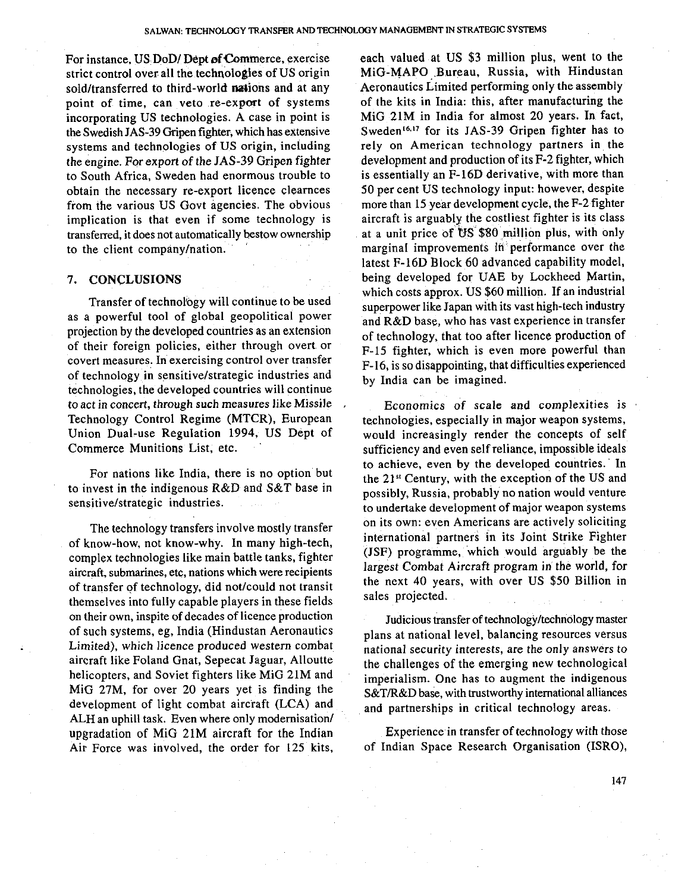For instance, US DoD/ Dept of Commerce, exercise strict control over all the technologies of US origin sold/transferred to third-world nations and at any point of time, can veto re-export of systems incorporating US technologies. A case in point is the Swedish JAS-39 Gripen fighter, which has extensive systems and technologies of US origin, including the engine. For export of the JAS-39 Gripen fighter to South Africa, Sweden had enormous trouble to obtain the necessary re-export licence clearnces from the various US Govt agencies. The obvious implication is that even if some technology is transferred, it does not automatically bestow ownership to the client company/nation.

## 7. CONCLUSIONS

Transfer of technology will continue to be used as a powerful tool of global geopolitical power projection by the developed countries as an extension of their foreign policies, either through overt or covert measures. In exercising control over transfer of technology in sensitive/strategic industries and technologies, the developed countries will continue to act in concert, through such measures like Missile Technology Control Regime (MTCR), European Union Dual-use Regulation 1994, US Dept of Commerce Munitions List, etc.

For nations like India, there is no option but to invest in the indigenous R&D and S&T base in sensitive/strategic industries.

The technology transfers involve mostly transfer of know-how, not know-why. In many high-tech, complex technologies like main battle tanks, fighter aircraft, submarines, etc, nations which were recipients of transfer of technology, did not/could not transit themselves into fully capable players in these fields on their own, inspite of decades of licence production of such systems, eg, India (Hindustan Aeronautics Limited), which licence produced western combat aircraft like Foland Gnat, Sepecat Jaguar, Alloutte helicopters, and Soviet fighters like MiG 21M and MiG 27M, for over 20 years yet is finding the development of light combat aircraft (LCA) and ALH an uphill task. Even where only modernisation/ upgradation of MiG 21M aircraft for the Indian Air Force was involved, the order for 125 kits, each valued at US $3 million plus, went to the MiG-MAPO Bureau, Russia, with Hindustan Aeronautics Limited performing only the assembly of the kits in India: this, after manufacturing the MiG 21M in India for almost 20 years. In fact, Sweden[16,17] for its JAS-39 Gripen fighter has to rely on American technology partners in the development and production of its F-2 fighter, which is essentially an F-16D derivative, with more than 50 per cent US technology input: however, despite more than 15 year development cycle, the F-2 fighter aircraft is arguably the costliest fighter is its class at a unit price of US $80 million plus, with only marginal improvements in performance over the latest F-16D Block 60 advanced capability model, being developed for UAE by Lockheed Martin, which costs approx. US $60 million. If an industrial superpower like Japan with its vast high-tech industry and R&D base, who has vast experience in transfer of technology, that too after licence production of F-15 fighter, which is even more powerful than F-16, is so disappointing, that difficulties experienced by India can be imagined.

Economics of scale and complexities is technologies, especially in major weapon systems, would increasingly render the concepts of self sufficiency and even self reliance, impossible ideals to achieve, even by the developed countries. In the 21st Century, with the exception of the US and possibly, Russia, probably no nation would venture to undertake development of major weapon systems on its own: even Americans are actively soliciting international partners in its Joint Strike Fighter (JSF) programme, which would arguably be the largest Combat Aircraft program in the world, for the next 40 years, with over US $50 Billion in sales projected.

Judicious transfer of technology/technology master plans at national level, balancing resources versus national security interests, are the only answers to the challenges of the emerging new technological imperialism. One has to augment the indigenous S&T/R&D base, with trustworthy international alliances and partnerships in critical technology areas.

Experience in transfer of technology with those of Indian Space Research Organisation (ISRO),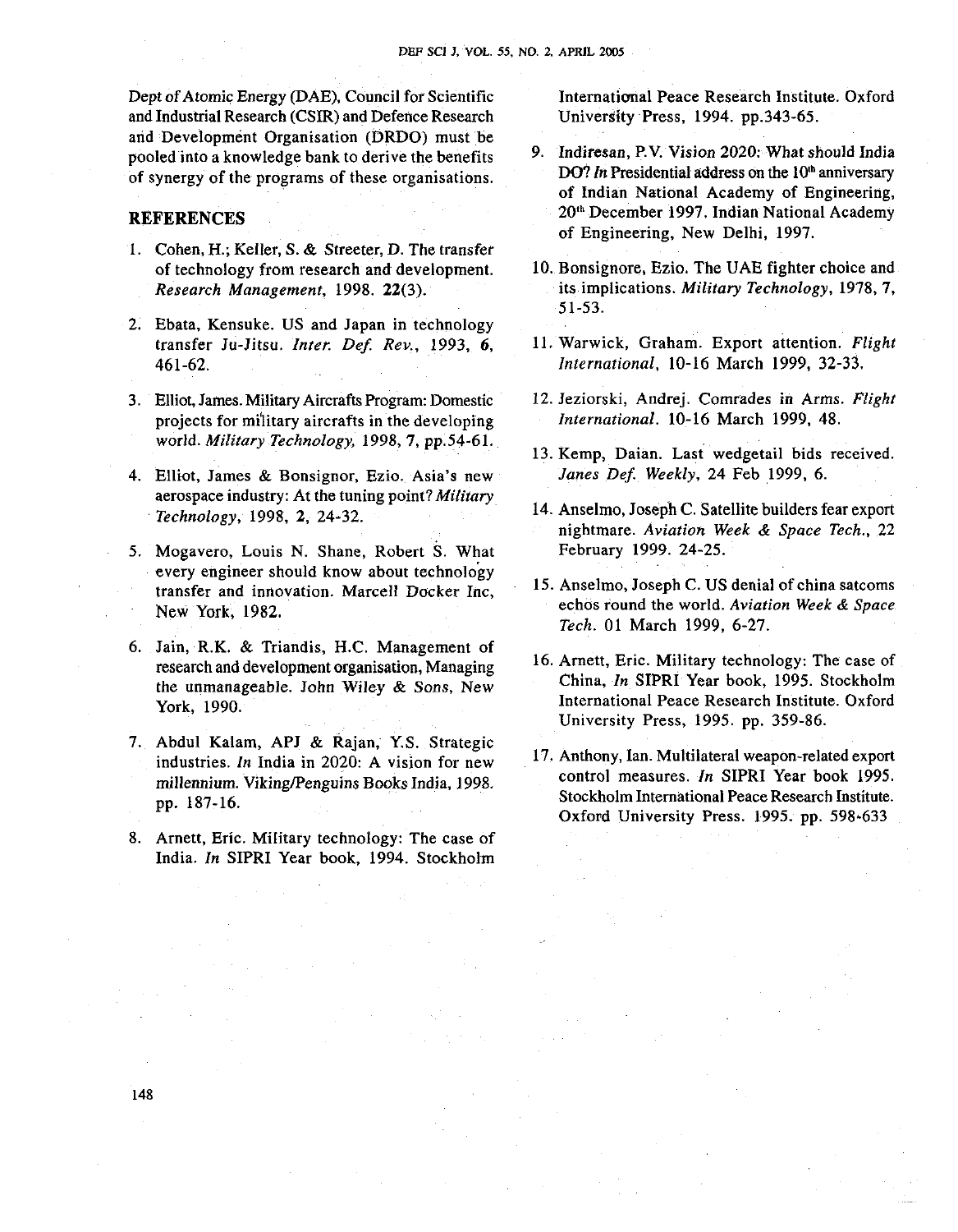Dept of Atomic Energy (DAE), Council for Scientific and Industrial Research (CSIR) and Defence Research and Development Organisation (DRDO) must be pooled into a knowledge bank to derive the benefits of synergy of the programs of these organisations.

## REFERENCES

1. Cohen, H.; Keller, S. & Streeter, D. The transfer of technology from research and development. *Research Management*, 1998. **22**(3).
2. Ebata, Kensuke. US and Japan in technology transfer Ju-Jitsu. *Inter. Def. Rev.*, 1993, **6**, 461-62.
3. Elliot, James. Military Aircrafts Program: Domestic projects for military aircrafts in the developing world. *Military Technology,* 1998, **7**, pp.54-61.
4. Elliot, James & Bonsignor, Ezio. Asia's new aerospace industry: At the tuning point? *Military Technology*, 1998, **2**, 24-32.
5. Mogavero, Louis N. Shane, Robert S. What every engineer should know about technology transfer and innovation. Marcell Docker Inc, New York, 1982.
6. Jain, R.K. & Triandis, H.C. Management of research and development organisation, Managing the unmanageable. John Wiley & Sons, New York, 1990.
7. Abdul Kalam, APJ & Rajan, Y.S. Strategic industries. *In* India in 2020: A vision for new millennium. Viking/Penguins Books India, 1998. pp. 187-16.
8. Arnett, Eric. Military technology: The case of India. *In* SIPRI Year book, 1994. Stockholm International Peace Research Institute. Oxford University Press, 1994. pp.343-65.
9. Indiresan, P.V. Vision 2020: What should India DO? *In* Presidential address on the 10th anniversary of Indian National Academy of Engineering, 20th December 1997. Indian National Academy of Engineering, New Delhi, 1997.
10. Bonsignore, Ezio. The UAE fighter choice and its implications. *Military Technology*, 1978, **7**, 51-53.
11. Warwick, Graham. Export attention. *Flight International*, 10-16 March 1999, 32-33.
12. Jeziorski, Andrej. Comrades in Arms. *Flight International*. 10-16 March 1999, 48.
13. Kemp, Daian. Last wedgetail bids received. *Janes Def. Weekly*, 24 Feb 1999, 6.
14. Anselmo, Joseph C. Satellite builders fear export nightmare. *Aviation Week & Space Tech.*, 22 February 1999. 24-25.
15. Anselmo, Joseph C. US denial of china satcoms echos round the world. *Aviation Week & Space Tech.* 01 March 1999, 6-27.
16. Arnett, Eric. Military technology: The case of China, *In* SIPRI Year book, 1995. Stockholm International Peace Research Institute. Oxford University Press, 1995. pp. 359-86.
17. Anthony, Ian. Multilateral weapon-related export control measures. *In* SIPRI Year book 1995. Stockholm International Peace Research Institute. Oxford University Press. 1995. pp. 598-633